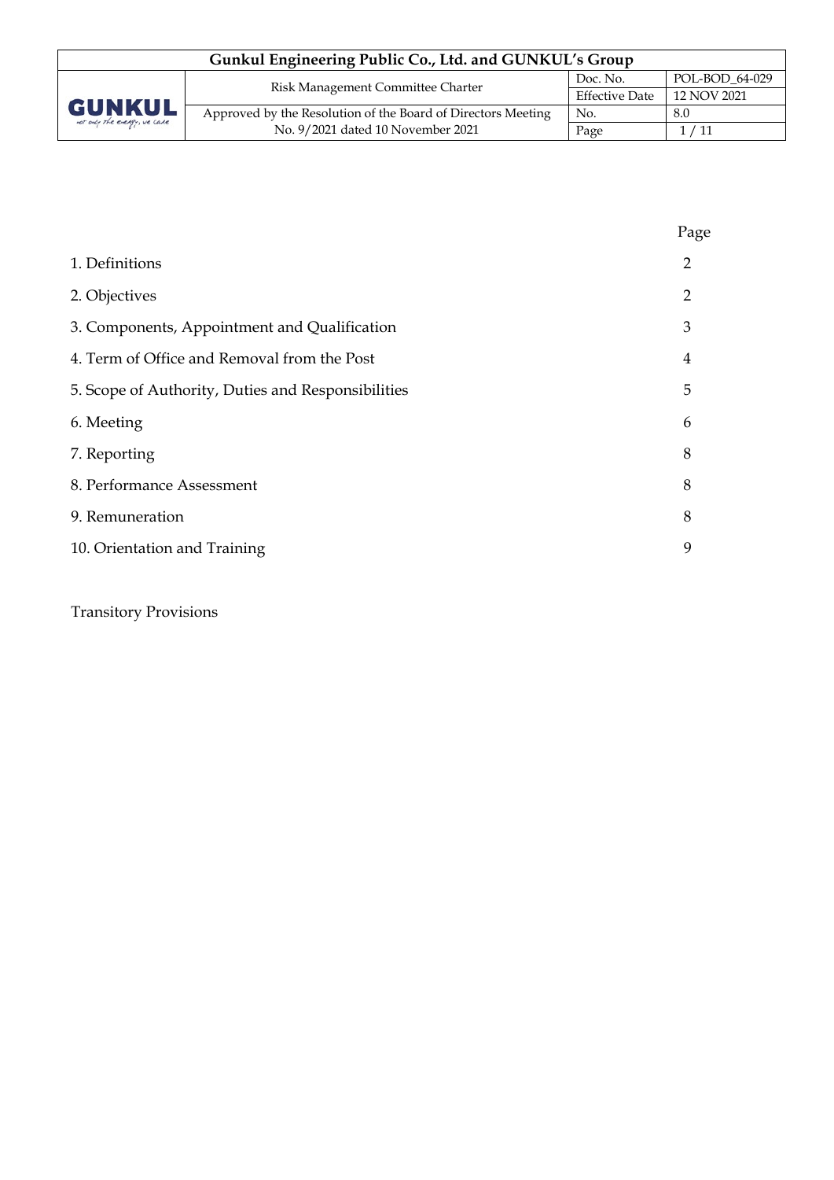| Section | Page |
|---|---|
| 1. Definitions | 2 |
| 2. Objectives | 2 |
| 3. Components, Appointment and Qualification | 3 |
| 4. Term of Office and Removal from the Post | 4 |
| 5. Scope of Authority, Duties and Responsibilities | 5 |
| 6. Meeting | 6 |
| 7. Reporting | 8 |
| 8. Performance Assessment | 8 |
| 9. Remuneration | 8 |
| 10. Orientation and Training | 9 |

Transitory Provisions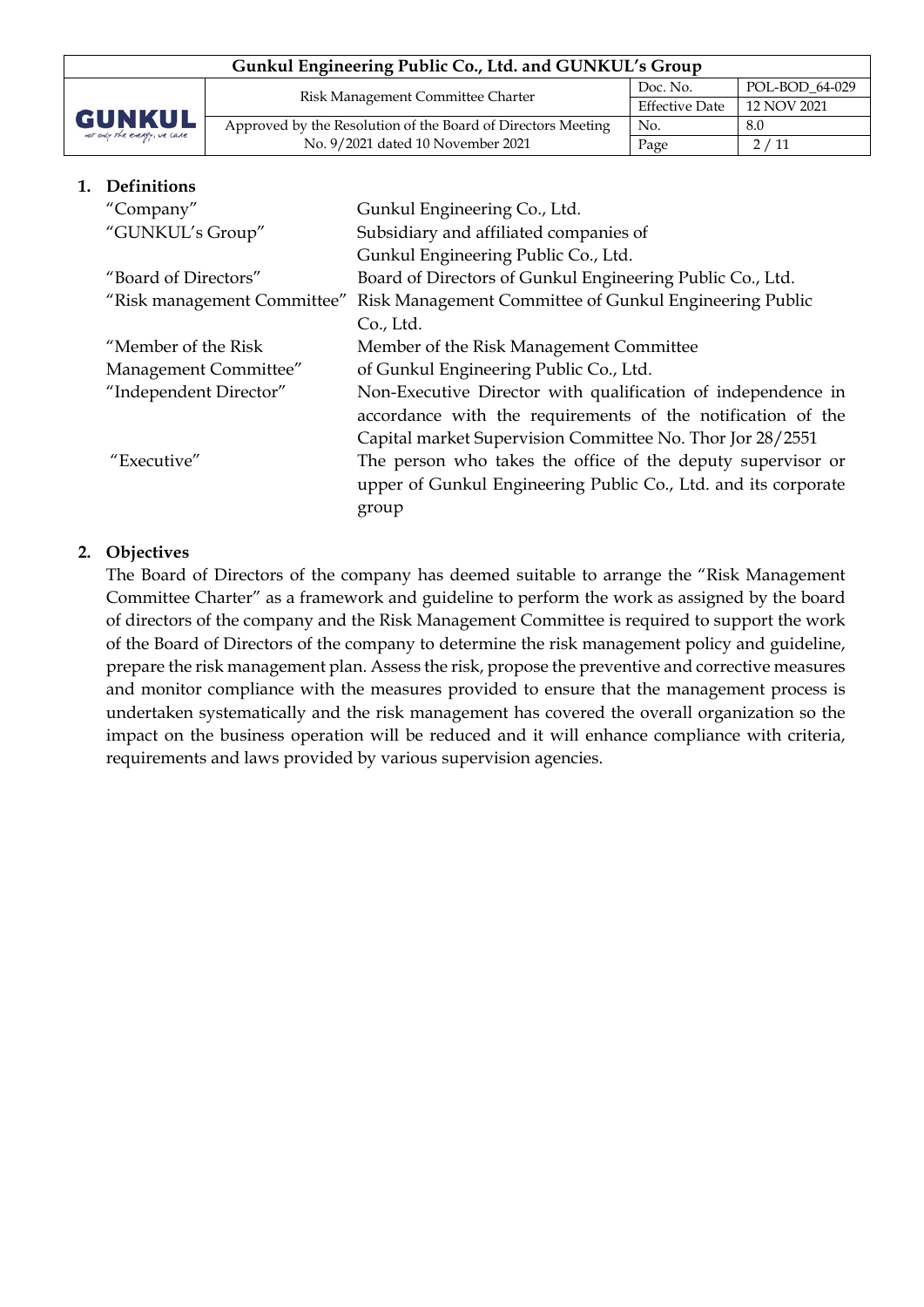## 1. Definitions

| | |
|---|---|
| "Company" | Gunkul Engineering Co., Ltd. |
| "GUNKUL's Group" | Subsidiary and affiliated companies of Gunkul Engineering Public Co., Ltd. |
| "Board of Directors" | Board of Directors of Gunkul Engineering Public Co., Ltd. |
| "Risk management Committee" | Risk Management Committee of Gunkul Engineering Public Co., Ltd. |
| "Member of the Risk Management Committee" | Member of the Risk Management Committee of Gunkul Engineering Public Co., Ltd. |
| "Independent Director" | Non-Executive Director with qualification of independence in accordance with the requirements of the notification of the Capital market Supervision Committee No. Thor Jor 28/2551 |
| "Executive" | The person who takes the office of the deputy supervisor or upper of Gunkul Engineering Public Co., Ltd. and its corporate group |

## 2. Objectives

The Board of Directors of the company has deemed suitable to arrange the "Risk Management Committee Charter" as a framework and guideline to perform the work as assigned by the board of directors of the company and the Risk Management Committee is required to support the work of the Board of Directors of the company to determine the risk management policy and guideline, prepare the risk management plan. Assess the risk, propose the preventive and corrective measures and monitor compliance with the measures provided to ensure that the management process is undertaken systematically and the risk management has covered the overall organization so the impact on the business operation will be reduced and it will enhance compliance with criteria, requirements and laws provided by various supervision agencies.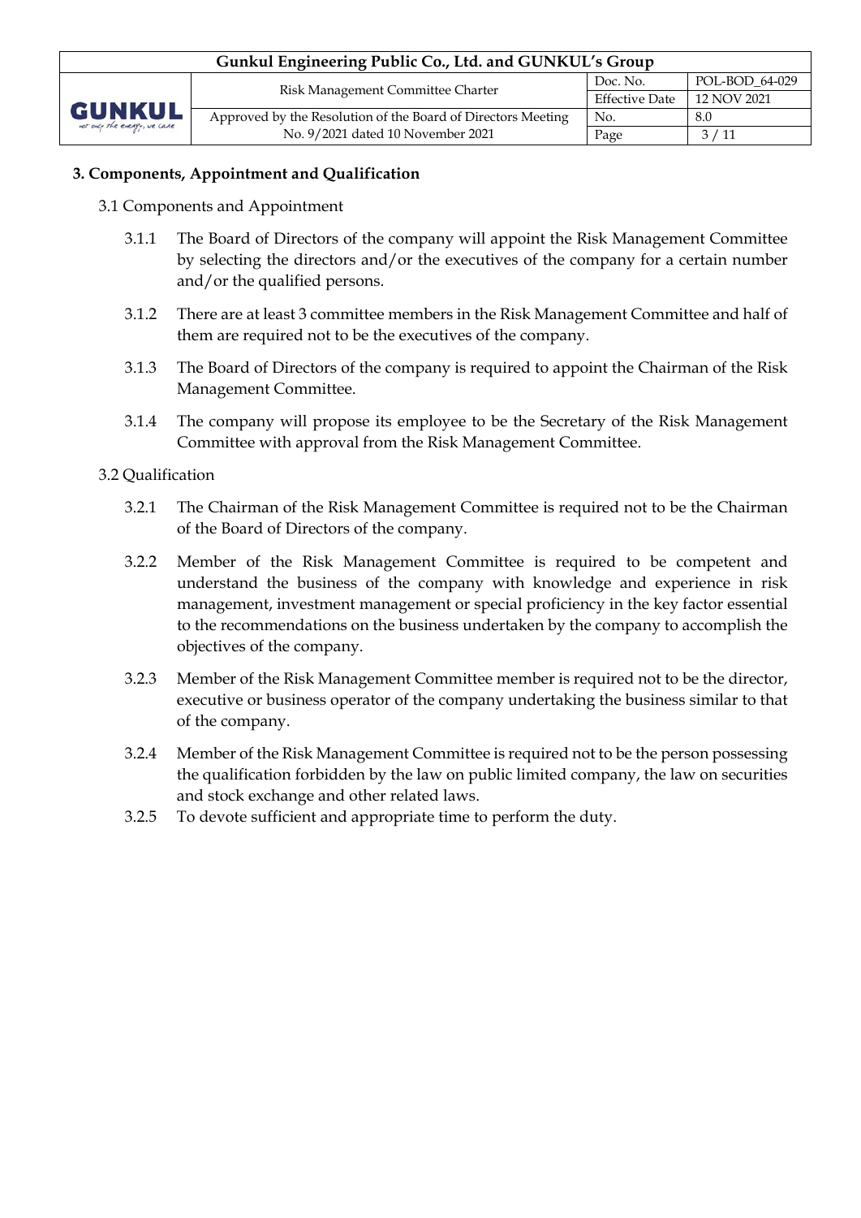**3. Components, Appointment and Qualification**

3.1 Components and Appointment

3.1.1 The Board of Directors of the company will appoint the Risk Management Committee by selecting the directors and/or the executives of the company for a certain number and/or the qualified persons.

3.1.2 There are at least 3 committee members in the Risk Management Committee and half of them are required not to be the executives of the company.

3.1.3 The Board of Directors of the company is required to appoint the Chairman of the Risk Management Committee.

3.1.4 The company will propose its employee to be the Secretary of the Risk Management Committee with approval from the Risk Management Committee.

3.2 Qualification

3.2.1 The Chairman of the Risk Management Committee is required not to be the Chairman of the Board of Directors of the company.

3.2.2 Member of the Risk Management Committee is required to be competent and understand the business of the company with knowledge and experience in risk management, investment management or special proficiency in the key factor essential to the recommendations on the business undertaken by the company to accomplish the objectives of the company.

3.2.3 Member of the Risk Management Committee member is required not to be the director, executive or business operator of the company undertaking the business similar to that of the company.

3.2.4 Member of the Risk Management Committee is required not to be the person possessing the qualification forbidden by the law on public limited company, the law on securities and stock exchange and other related laws.

3.2.5 To devote sufficient and appropriate time to perform the duty.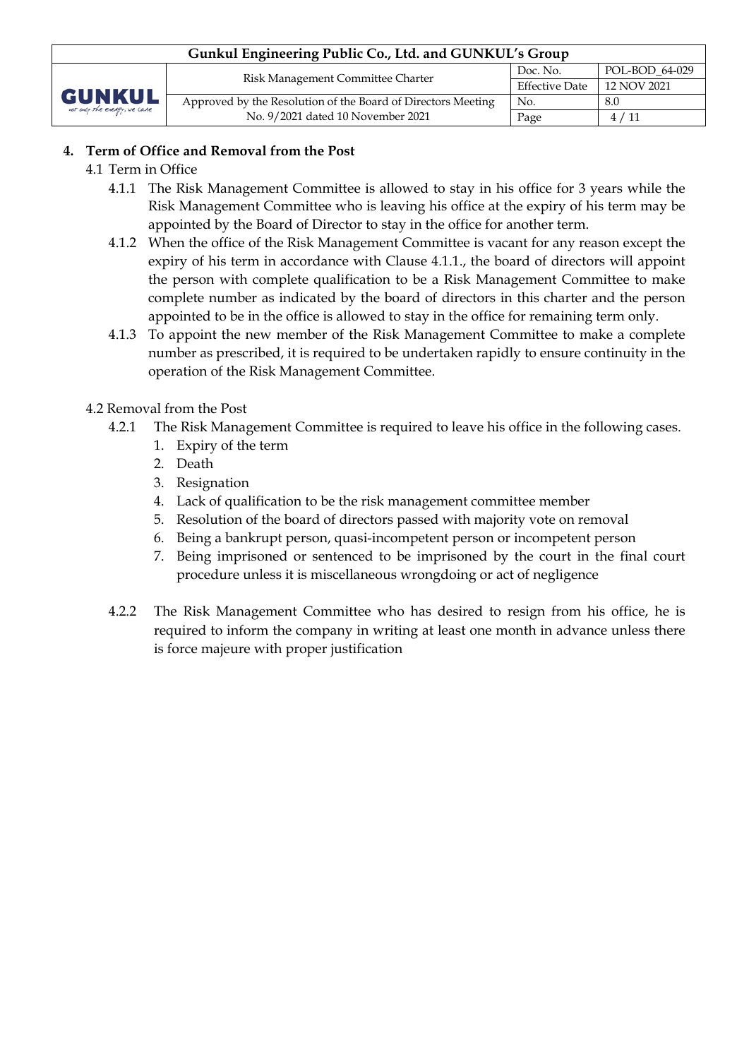## 4. Term of Office and Removal from the Post

### 4.1 Term in Office

4.1.1 The Risk Management Committee is allowed to stay in his office for 3 years while the Risk Management Committee who is leaving his office at the expiry of his term may be appointed by the Board of Director to stay in the office for another term.

4.1.2 When the office of the Risk Management Committee is vacant for any reason except the expiry of his term in accordance with Clause 4.1.1., the board of directors will appoint the person with complete qualification to be a Risk Management Committee to make complete number as indicated by the board of directors in this charter and the person appointed to be in the office is allowed to stay in the office for remaining term only.

4.1.3 To appoint the new member of the Risk Management Committee to make a complete number as prescribed, it is required to be undertaken rapidly to ensure continuity in the operation of the Risk Management Committee.

### 4.2 Removal from the Post

4.2.1 The Risk Management Committee is required to leave his office in the following cases.

1. Expiry of the term
2. Death
3. Resignation
4. Lack of qualification to be the risk management committee member
5. Resolution of the board of directors passed with majority vote on removal
6. Being a bankrupt person, quasi-incompetent person or incompetent person
7. Being imprisoned or sentenced to be imprisoned by the court in the final court procedure unless it is miscellaneous wrongdoing or act of negligence

4.2.2 The Risk Management Committee who has desired to resign from his office, he is required to inform the company in writing at least one month in advance unless there is force majeure with proper justification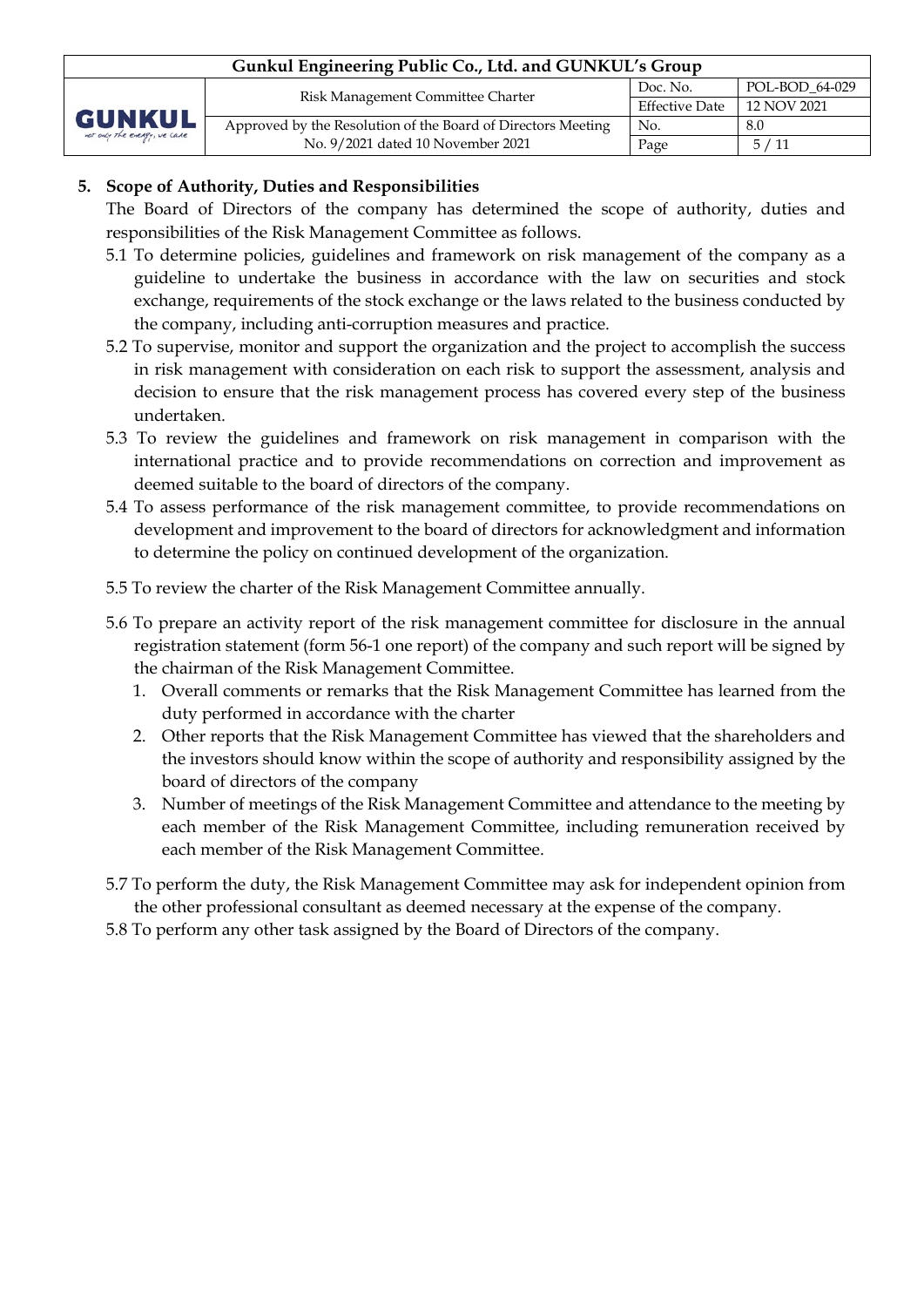## 5. Scope of Authority, Duties and Responsibilities

The Board of Directors of the company has determined the scope of authority, duties and responsibilities of the Risk Management Committee as follows.

5.1 To determine policies, guidelines and framework on risk management of the company as a guideline to undertake the business in accordance with the law on securities and stock exchange, requirements of the stock exchange or the laws related to the business conducted by the company, including anti-corruption measures and practice.

5.2 To supervise, monitor and support the organization and the project to accomplish the success in risk management with consideration on each risk to support the assessment, analysis and decision to ensure that the risk management process has covered every step of the business undertaken.

5.3 To review the guidelines and framework on risk management in comparison with the international practice and to provide recommendations on correction and improvement as deemed suitable to the board of directors of the company.

5.4 To assess performance of the risk management committee, to provide recommendations on development and improvement to the board of directors for acknowledgment and information to determine the policy on continued development of the organization.

5.5 To review the charter of the Risk Management Committee annually.

5.6 To prepare an activity report of the risk management committee for disclosure in the annual registration statement (form 56-1 one report) of the company and such report will be signed by the chairman of the Risk Management Committee.

1. Overall comments or remarks that the Risk Management Committee has learned from the duty performed in accordance with the charter
2. Other reports that the Risk Management Committee has viewed that the shareholders and the investors should know within the scope of authority and responsibility assigned by the board of directors of the company
3. Number of meetings of the Risk Management Committee and attendance to the meeting by each member of the Risk Management Committee, including remuneration received by each member of the Risk Management Committee.

5.7 To perform the duty, the Risk Management Committee may ask for independent opinion from the other professional consultant as deemed necessary at the expense of the company.

5.8 To perform any other task assigned by the Board of Directors of the company.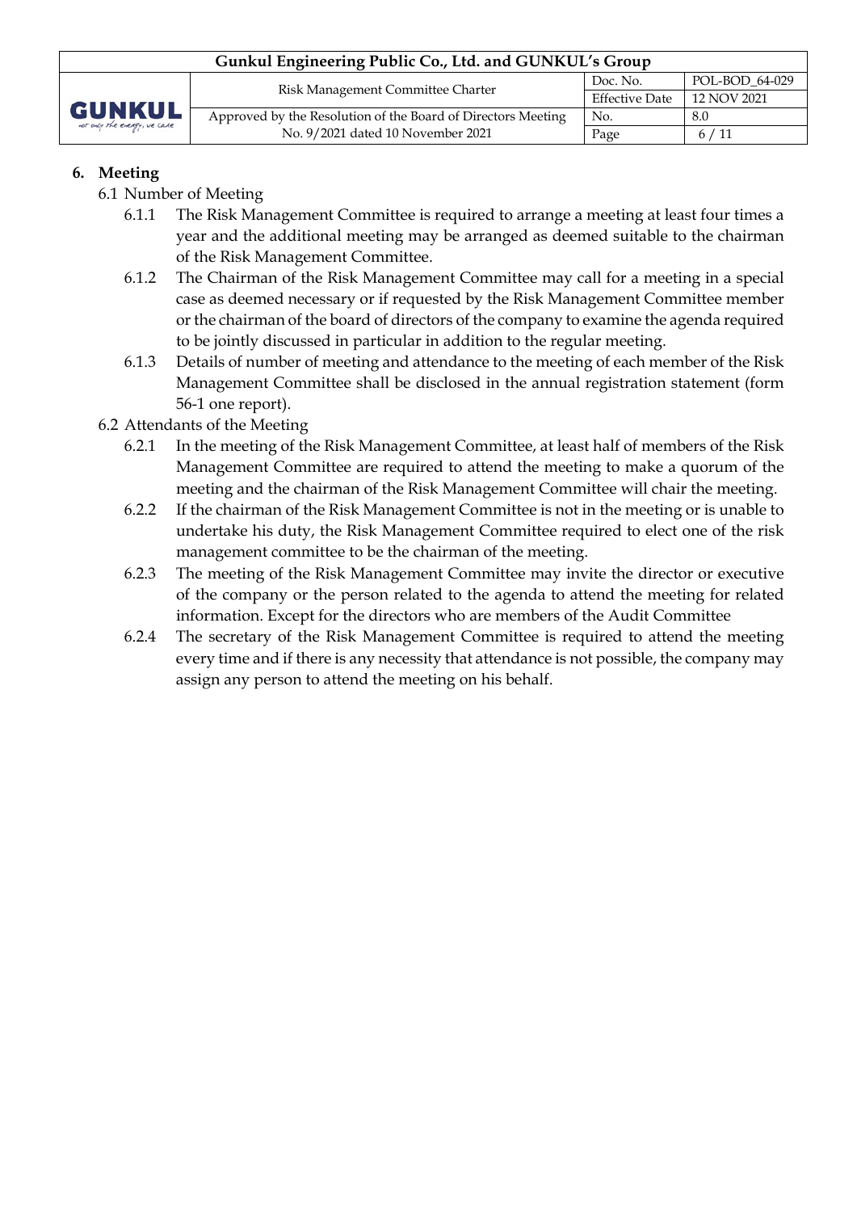## 6. Meeting

6.1 Number of Meeting

6.1.1 The Risk Management Committee is required to arrange a meeting at least four times a year and the additional meeting may be arranged as deemed suitable to the chairman of the Risk Management Committee.

6.1.2 The Chairman of the Risk Management Committee may call for a meeting in a special case as deemed necessary or if requested by the Risk Management Committee member or the chairman of the board of directors of the company to examine the agenda required to be jointly discussed in particular in addition to the regular meeting.

6.1.3 Details of number of meeting and attendance to the meeting of each member of the Risk Management Committee shall be disclosed in the annual registration statement (form 56-1 one report).

6.2 Attendants of the Meeting

6.2.1 In the meeting of the Risk Management Committee, at least half of members of the Risk Management Committee are required to attend the meeting to make a quorum of the meeting and the chairman of the Risk Management Committee will chair the meeting.

6.2.2 If the chairman of the Risk Management Committee is not in the meeting or is unable to undertake his duty, the Risk Management Committee required to elect one of the risk management committee to be the chairman of the meeting.

6.2.3 The meeting of the Risk Management Committee may invite the director or executive of the company or the person related to the agenda to attend the meeting for related information. Except for the directors who are members of the Audit Committee

6.2.4 The secretary of the Risk Management Committee is required to attend the meeting every time and if there is any necessity that attendance is not possible, the company may assign any person to attend the meeting on his behalf.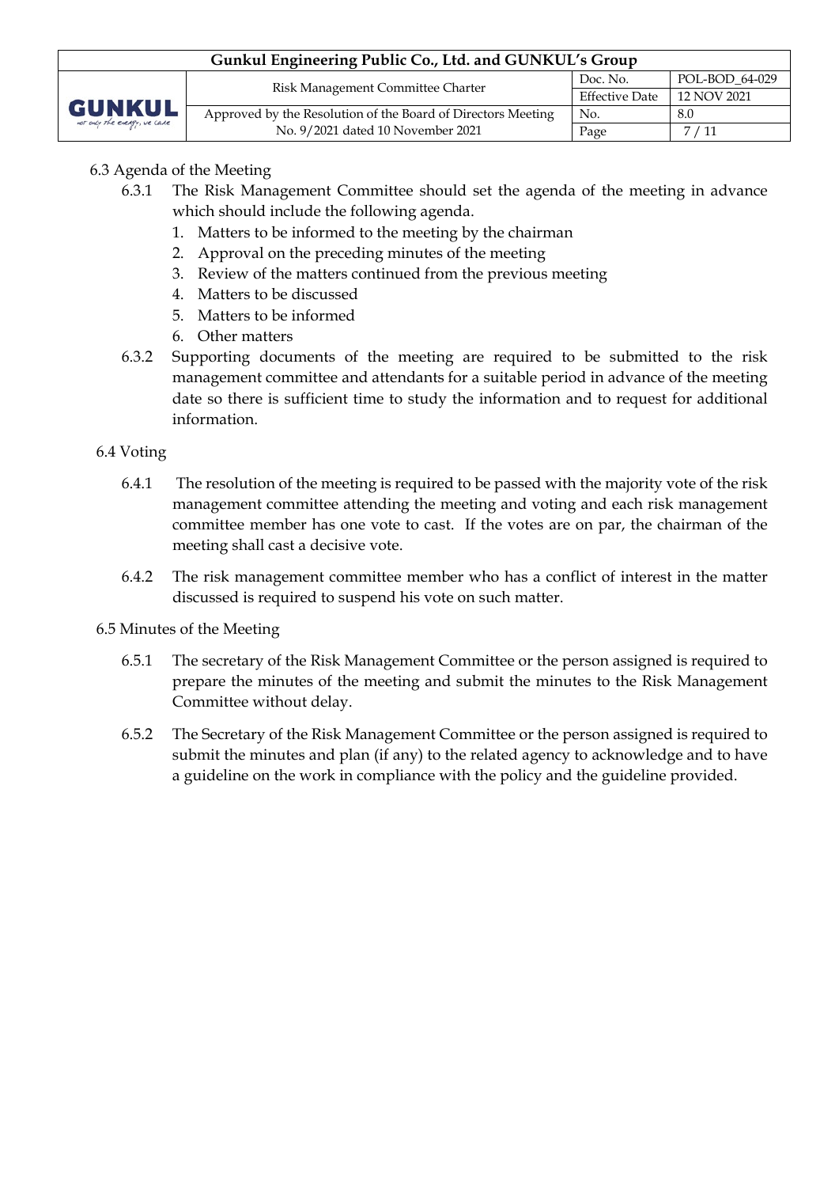6.3 Agenda of the Meeting

6.3.1 The Risk Management Committee should set the agenda of the meeting in advance which should include the following agenda.

1. Matters to be informed to the meeting by the chairman
2. Approval on the preceding minutes of the meeting
3. Review of the matters continued from the previous meeting
4. Matters to be discussed
5. Matters to be informed
6. Other matters

6.3.2 Supporting documents of the meeting are required to be submitted to the risk management committee and attendants for a suitable period in advance of the meeting date so there is sufficient time to study the information and to request for additional information.

6.4 Voting

6.4.1 The resolution of the meeting is required to be passed with the majority vote of the risk management committee attending the meeting and voting and each risk management committee member has one vote to cast. If the votes are on par, the chairman of the meeting shall cast a decisive vote.

6.4.2 The risk management committee member who has a conflict of interest in the matter discussed is required to suspend his vote on such matter.

6.5 Minutes of the Meeting

6.5.1 The secretary of the Risk Management Committee or the person assigned is required to prepare the minutes of the meeting and submit the minutes to the Risk Management Committee without delay.

6.5.2 The Secretary of the Risk Management Committee or the person assigned is required to submit the minutes and plan (if any) to the related agency to acknowledge and to have a guideline on the work in compliance with the policy and the guideline provided.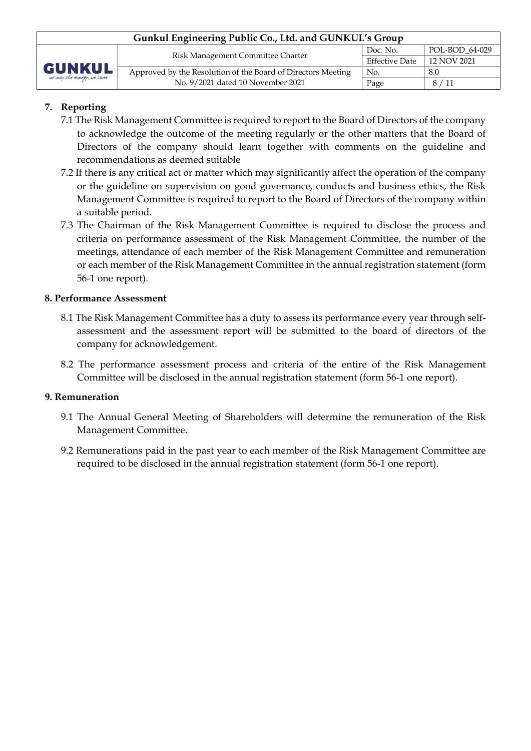## 7. Reporting

7.1 The Risk Management Committee is required to report to the Board of Directors of the company to acknowledge the outcome of the meeting regularly or the other matters that the Board of Directors of the company should learn together with comments on the guideline and recommendations as deemed suitable

7.2 If there is any critical act or matter which may significantly affect the operation of the company or the guideline on supervision on good governance, conducts and business ethics, the Risk Management Committee is required to report to the Board of Directors of the company within a suitable period.

7.3 The Chairman of the Risk Management Committee is required to disclose the process and criteria on performance assessment of the Risk Management Committee, the number of the meetings, attendance of each member of the Risk Management Committee and remuneration or each member of the Risk Management Committee in the annual registration statement (form 56-1 one report).

## 8. Performance Assessment

8.1 The Risk Management Committee has a duty to assess its performance every year through self-assessment and the assessment report will be submitted to the board of directors of the company for acknowledgement.

8.2 The performance assessment process and criteria of the entire of the Risk Management Committee will be disclosed in the annual registration statement (form 56-1 one report).

## 9. Remuneration

9.1 The Annual General Meeting of Shareholders will determine the remuneration of the Risk Management Committee.

9.2 Remunerations paid in the past year to each member of the Risk Management Committee are required to be disclosed in the annual registration statement (form 56-1 one report).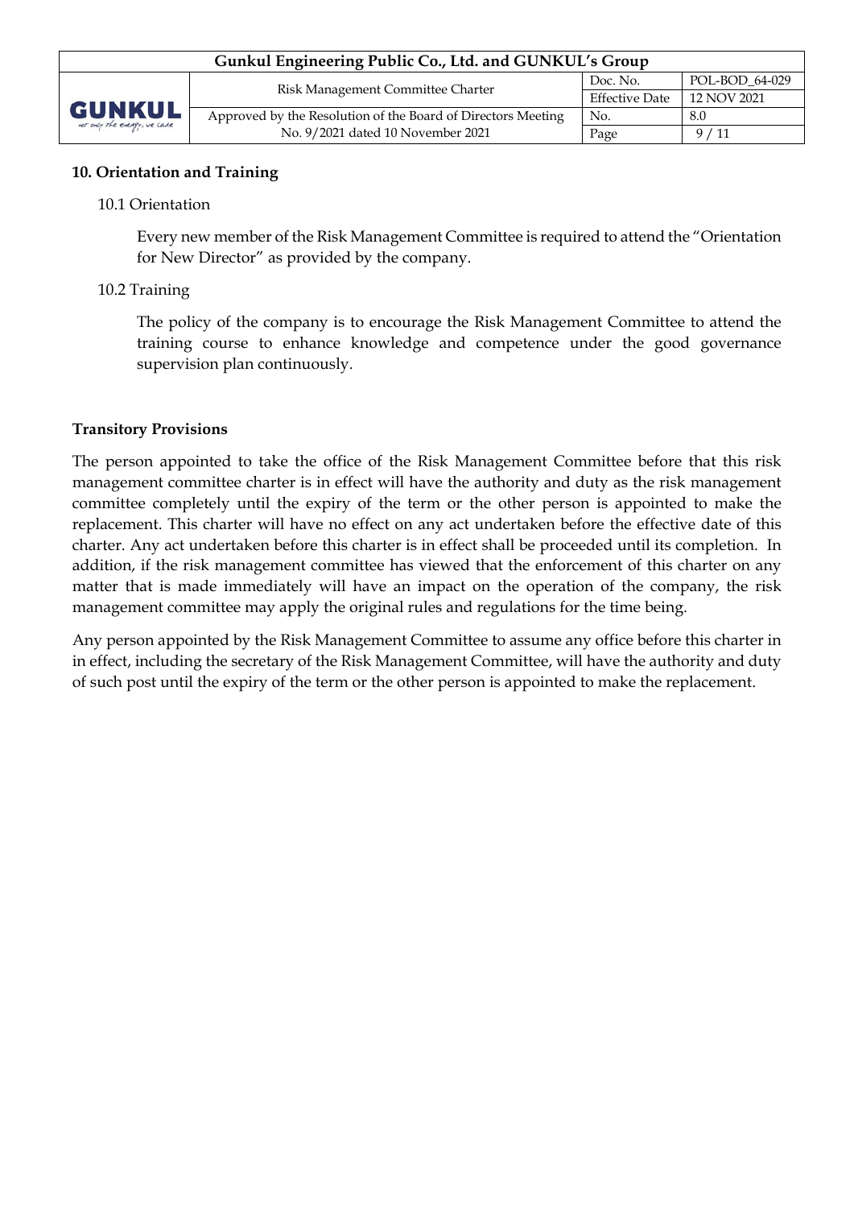**10. Orientation and Training**

10.1 Orientation

Every new member of the Risk Management Committee is required to attend the "Orientation for New Director" as provided by the company.

10.2 Training

The policy of the company is to encourage the Risk Management Committee to attend the training course to enhance knowledge and competence under the good governance supervision plan continuously.

**Transitory Provisions**

The person appointed to take the office of the Risk Management Committee before that this risk management committee charter is in effect will have the authority and duty as the risk management committee completely until the expiry of the term or the other person is appointed to make the replacement. This charter will have no effect on any act undertaken before the effective date of this charter. Any act undertaken before this charter is in effect shall be proceeded until its completion. In addition, if the risk management committee has viewed that the enforcement of this charter on any matter that is made immediately will have an impact on the operation of the company, the risk management committee may apply the original rules and regulations for the time being.

Any person appointed by the Risk Management Committee to assume any office before this charter in in effect, including the secretary of the Risk Management Committee, will have the authority and duty of such post until the expiry of the term or the other person is appointed to make the replacement.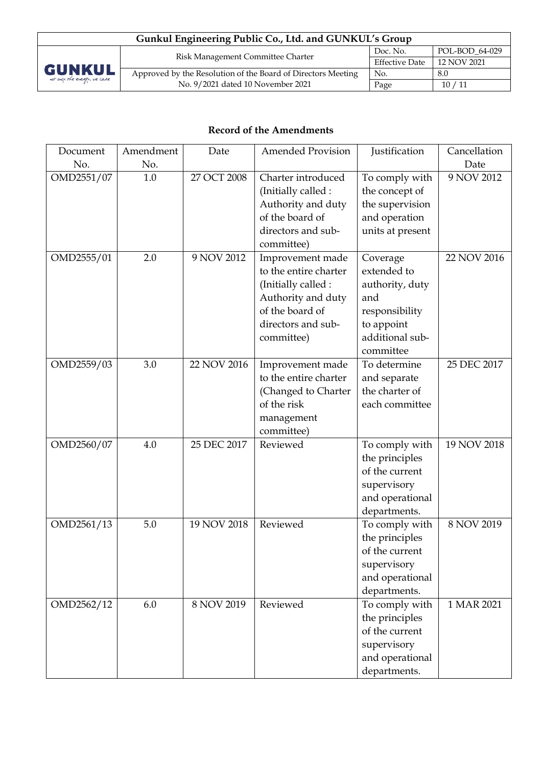**Record of the Amendments**

| Document No. | Amendment No. | Date | Amended Provision | Justification | Cancellation Date |
|---|---|---|---|---|---|
| OMD2551/07 | 1.0 | 27 OCT 2008 | Charter introduced (Initially called : Authority and duty of the board of directors and sub-committee) | To comply with the concept of the supervision and operation units at present | 9 NOV 2012 |
| OMD2555/01 | 2.0 | 9 NOV 2012 | Improvement made to the entire charter (Initially called : Authority and duty of the board of directors and sub-committee) | Coverage extended to authority, duty and responsibility to appoint additional sub-committee | 22 NOV 2016 |
| OMD2559/03 | 3.0 | 22 NOV 2016 | Improvement made to the entire charter (Changed to Charter of the risk management committee) | To determine and separate the charter of each committee | 25 DEC 2017 |
| OMD2560/07 | 4.0 | 25 DEC 2017 | Reviewed | To comply with the principles of the current supervisory and operational departments. | 19 NOV 2018 |
| OMD2561/13 | 5.0 | 19 NOV 2018 | Reviewed | To comply with the principles of the current supervisory and operational departments. | 8 NOV 2019 |
| OMD2562/12 | 6.0 | 8 NOV 2019 | Reviewed | To comply with the principles of the current supervisory and operational departments. | 1 MAR 2021 |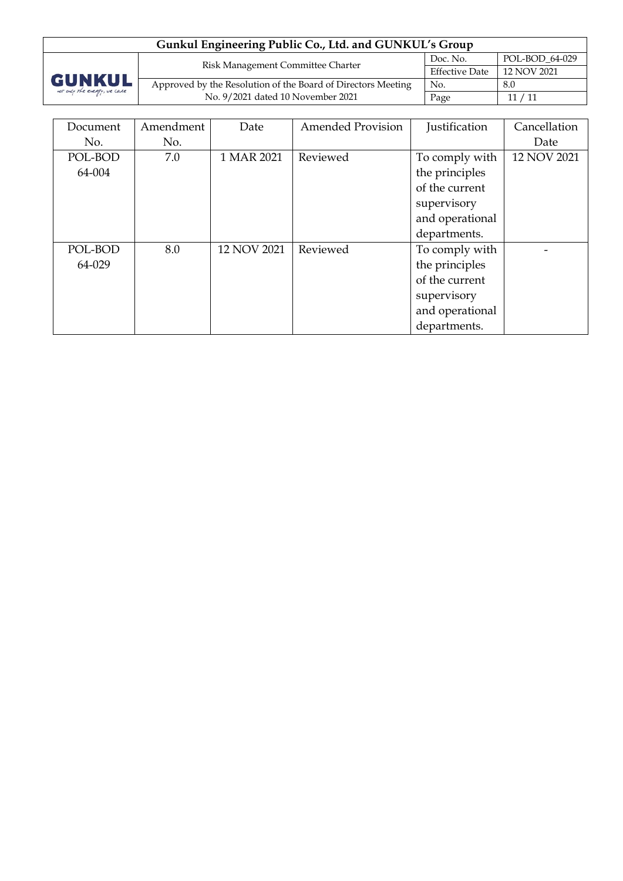| Document No. | Amendment No. | Date | Amended Provision | Justification | Cancellation Date |
|---|---|---|---|---|---|
| POL-BOD 64-004 | 7.0 | 1 MAR 2021 | Reviewed | To comply with the principles of the current supervisory and operational departments. | 12 NOV 2021 |
| POL-BOD 64-029 | 8.0 | 12 NOV 2021 | Reviewed | To comply with the principles of the current supervisory and operational departments. | - |